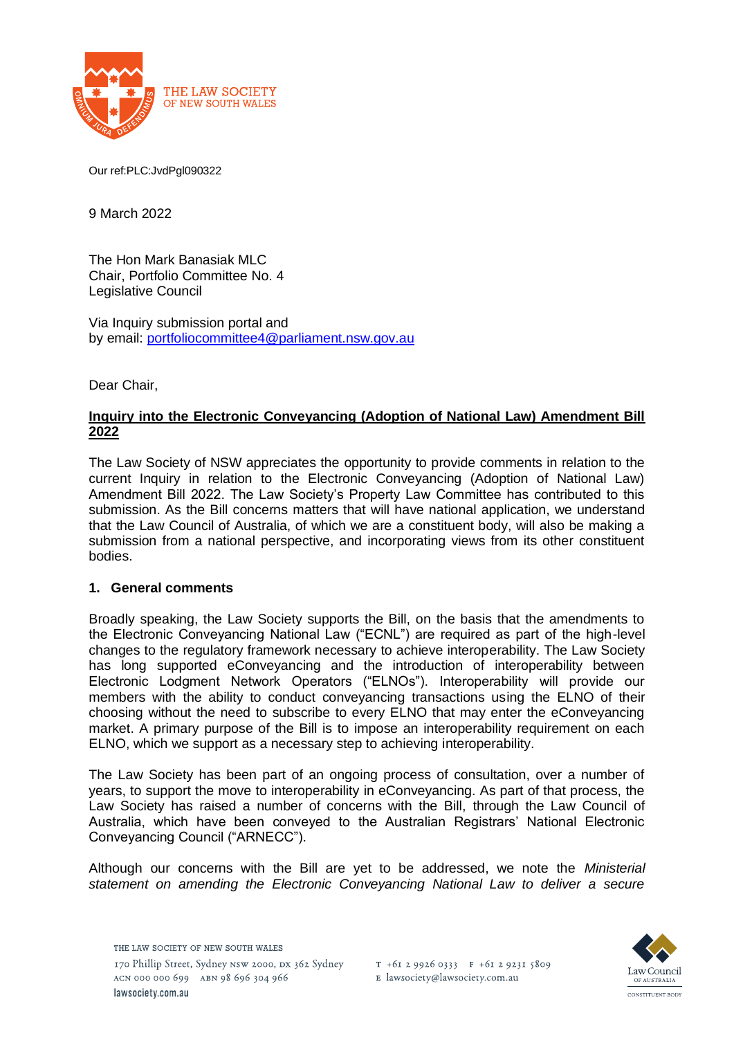Our ref:PLC:JvdPgl090322

9 March 2022

The Hon Mark Banasiak MLC
Chair, Portfolio Committee No. 4
Legislative Council

Via Inquiry submission portal and
by email: portfoliocommittee4@parliament.nsw.gov.au

Dear Chair,

**Inquiry into the Electronic Conveyancing (Adoption of National Law) Amendment Bill 2022**

The Law Society of NSW appreciates the opportunity to provide comments in relation to the current Inquiry in relation to the Electronic Conveyancing (Adoption of National Law) Amendment Bill 2022. The Law Society's Property Law Committee has contributed to this submission. As the Bill concerns matters that will have national application, we understand that the Law Council of Australia, of which we are a constituent body, will also be making a submission from a national perspective, and incorporating views from its other constituent bodies.

## 1. General comments

Broadly speaking, the Law Society supports the Bill, on the basis that the amendments to the Electronic Conveyancing National Law ("ECNL") are required as part of the high-level changes to the regulatory framework necessary to achieve interoperability. The Law Society has long supported eConveyancing and the introduction of interoperability between Electronic Lodgment Network Operators ("ELNOs"). Interoperability will provide our members with the ability to conduct conveyancing transactions using the ELNO of their choosing without the need to subscribe to every ELNO that may enter the eConveyancing market. A primary purpose of the Bill is to impose an interoperability requirement on each ELNO, which we support as a necessary step to achieving interoperability.

The Law Society has been part of an ongoing process of consultation, over a number of years, to support the move to interoperability in eConveyancing. As part of that process, the Law Society has raised a number of concerns with the Bill, through the Law Council of Australia, which have been conveyed to the Australian Registrars' National Electronic Conveyancing Council ("ARNECC").

Although our concerns with the Bill are yet to be addressed, we note the *Ministerial statement on amending the Electronic Conveyancing National Law to deliver a secure*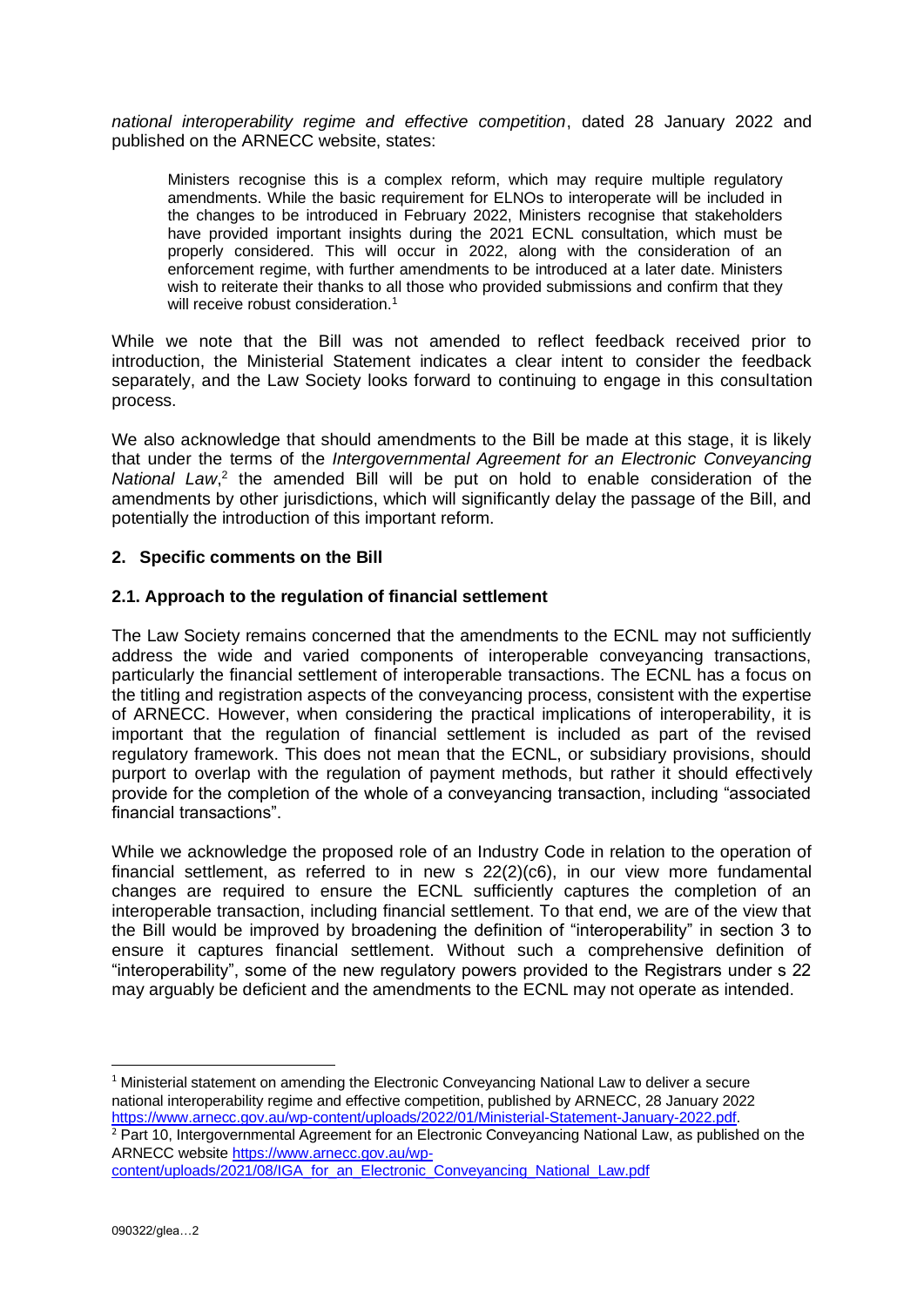*national interoperability regime and effective competition*, dated 28 January 2022 and published on the ARNECC website, states:

> Ministers recognise this is a complex reform, which may require multiple regulatory amendments. While the basic requirement for ELNOs to interoperate will be included in the changes to be introduced in February 2022, Ministers recognise that stakeholders have provided important insights during the 2021 ECNL consultation, which must be properly considered. This will occur in 2022, along with the consideration of an enforcement regime, with further amendments to be introduced at a later date. Ministers wish to reiterate their thanks to all those who provided submissions and confirm that they will receive robust consideration.[1]

While we note that the Bill was not amended to reflect feedback received prior to introduction, the Ministerial Statement indicates a clear intent to consider the feedback separately, and the Law Society looks forward to continuing to engage in this consultation process.

We also acknowledge that should amendments to the Bill be made at this stage, it is likely that under the terms of the *Intergovernmental Agreement for an Electronic Conveyancing National Law*,[2] the amended Bill will be put on hold to enable consideration of the amendments by other jurisdictions, which will significantly delay the passage of the Bill, and potentially the introduction of this important reform.

## 2. Specific comments on the Bill

### 2.1. Approach to the regulation of financial settlement

The Law Society remains concerned that the amendments to the ECNL may not sufficiently address the wide and varied components of interoperable conveyancing transactions, particularly the financial settlement of interoperable transactions. The ECNL has a focus on the titling and registration aspects of the conveyancing process, consistent with the expertise of ARNECC. However, when considering the practical implications of interoperability, it is important that the regulation of financial settlement is included as part of the revised regulatory framework. This does not mean that the ECNL, or subsidiary provisions, should purport to overlap with the regulation of payment methods, but rather it should effectively provide for the completion of the whole of a conveyancing transaction, including "associated financial transactions".

While we acknowledge the proposed role of an Industry Code in relation to the operation of financial settlement, as referred to in new s 22(2)(c6), in our view more fundamental changes are required to ensure the ECNL sufficiently captures the completion of an interoperable transaction, including financial settlement. To that end, we are of the view that the Bill would be improved by broadening the definition of "interoperability" in section 3 to ensure it captures financial settlement. Without such a comprehensive definition of "interoperability", some of the new regulatory powers provided to the Registrars under s 22 may arguably be deficient and the amendments to the ECNL may not operate as intended.

---

[1] Ministerial statement on amending the Electronic Conveyancing National Law to deliver a secure national interoperability regime and effective competition, published by ARNECC, 28 January 2022 https://www.arnecc.gov.au/wp-content/uploads/2022/01/Ministerial-Statement-January-2022.pdf.

[2] Part 10, Intergovernmental Agreement for an Electronic Conveyancing National Law, as published on the ARNECC website https://www.arnecc.gov.au/wp-content/uploads/2021/08/IGA_for_an_Electronic_Conveyancing_National_Law.pdf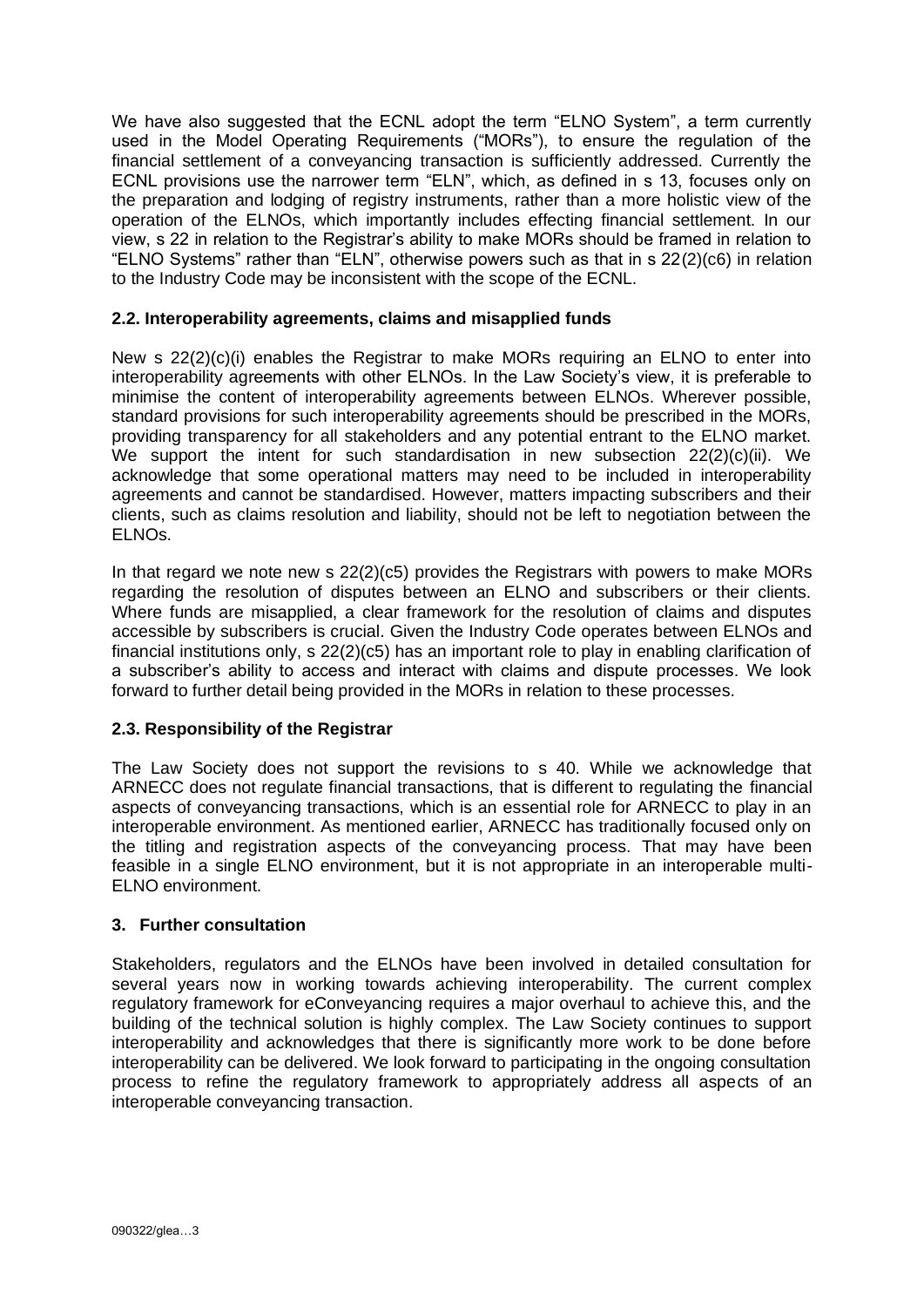We have also suggested that the ECNL adopt the term "ELNO System", a term currently used in the Model Operating Requirements ("MORs"), to ensure the regulation of the financial settlement of a conveyancing transaction is sufficiently addressed. Currently the ECNL provisions use the narrower term "ELN", which, as defined in s 13, focuses only on the preparation and lodging of registry instruments, rather than a more holistic view of the operation of the ELNOs, which importantly includes effecting financial settlement. In our view, s 22 in relation to the Registrar's ability to make MORs should be framed in relation to "ELNO Systems" rather than "ELN", otherwise powers such as that in s 22(2)(c6) in relation to the Industry Code may be inconsistent with the scope of the ECNL.

### 2.2. Interoperability agreements, claims and misapplied funds

New s 22(2)(c)(i) enables the Registrar to make MORs requiring an ELNO to enter into interoperability agreements with other ELNOs. In the Law Society's view, it is preferable to minimise the content of interoperability agreements between ELNOs. Wherever possible, standard provisions for such interoperability agreements should be prescribed in the MORs, providing transparency for all stakeholders and any potential entrant to the ELNO market. We support the intent for such standardisation in new subsection 22(2)(c)(ii). We acknowledge that some operational matters may need to be included in interoperability agreements and cannot be standardised. However, matters impacting subscribers and their clients, such as claims resolution and liability, should not be left to negotiation between the ELNOs.

In that regard we note new s 22(2)(c5) provides the Registrars with powers to make MORs regarding the resolution of disputes between an ELNO and subscribers or their clients. Where funds are misapplied, a clear framework for the resolution of claims and disputes accessible by subscribers is crucial. Given the Industry Code operates between ELNOs and financial institutions only, s 22(2)(c5) has an important role to play in enabling clarification of a subscriber's ability to access and interact with claims and dispute processes. We look forward to further detail being provided in the MORs in relation to these processes.

### 2.3. Responsibility of the Registrar

The Law Society does not support the revisions to s 40. While we acknowledge that ARNECC does not regulate financial transactions, that is different to regulating the financial aspects of conveyancing transactions, which is an essential role for ARNECC to play in an interoperable environment. As mentioned earlier, ARNECC has traditionally focused only on the titling and registration aspects of the conveyancing process. That may have been feasible in a single ELNO environment, but it is not appropriate in an interoperable multi-ELNO environment.

## 3. Further consultation

Stakeholders, regulators and the ELNOs have been involved in detailed consultation for several years now in working towards achieving interoperability. The current complex regulatory framework for eConveyancing requires a major overhaul to achieve this, and the building of the technical solution is highly complex. The Law Society continues to support interoperability and acknowledges that there is significantly more work to be done before interoperability can be delivered. We look forward to participating in the ongoing consultation process to refine the regulatory framework to appropriately address all aspects of an interoperable conveyancing transaction.

090322/glea…3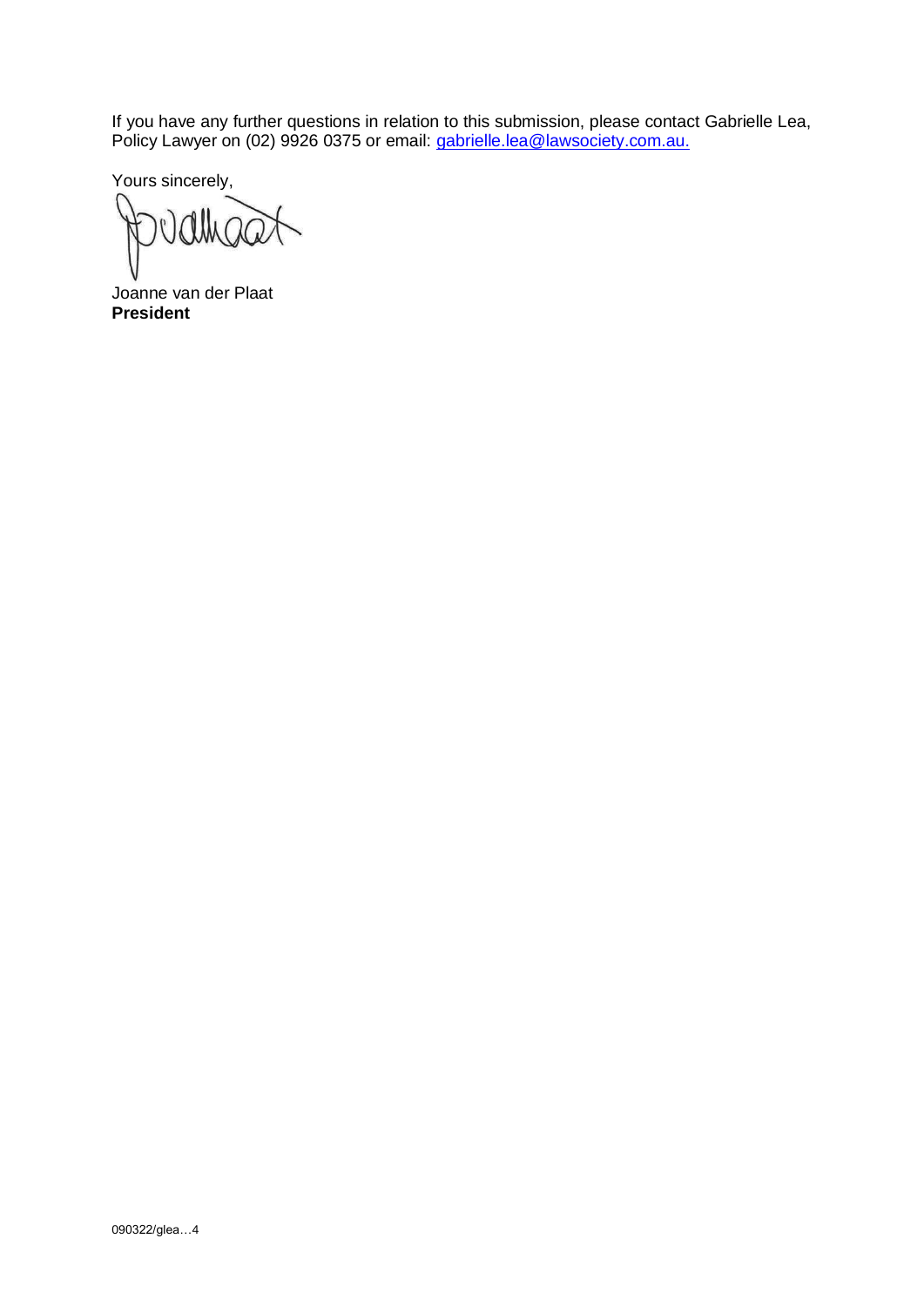If you have any further questions in relation to this submission, please contact Gabrielle Lea, Policy Lawyer on (02) 9926 0375 or email: gabrielle.lea@lawsociety.com.au.

Yours sincerely,

Joanne van der Plaat
**President**

090322/glea…4